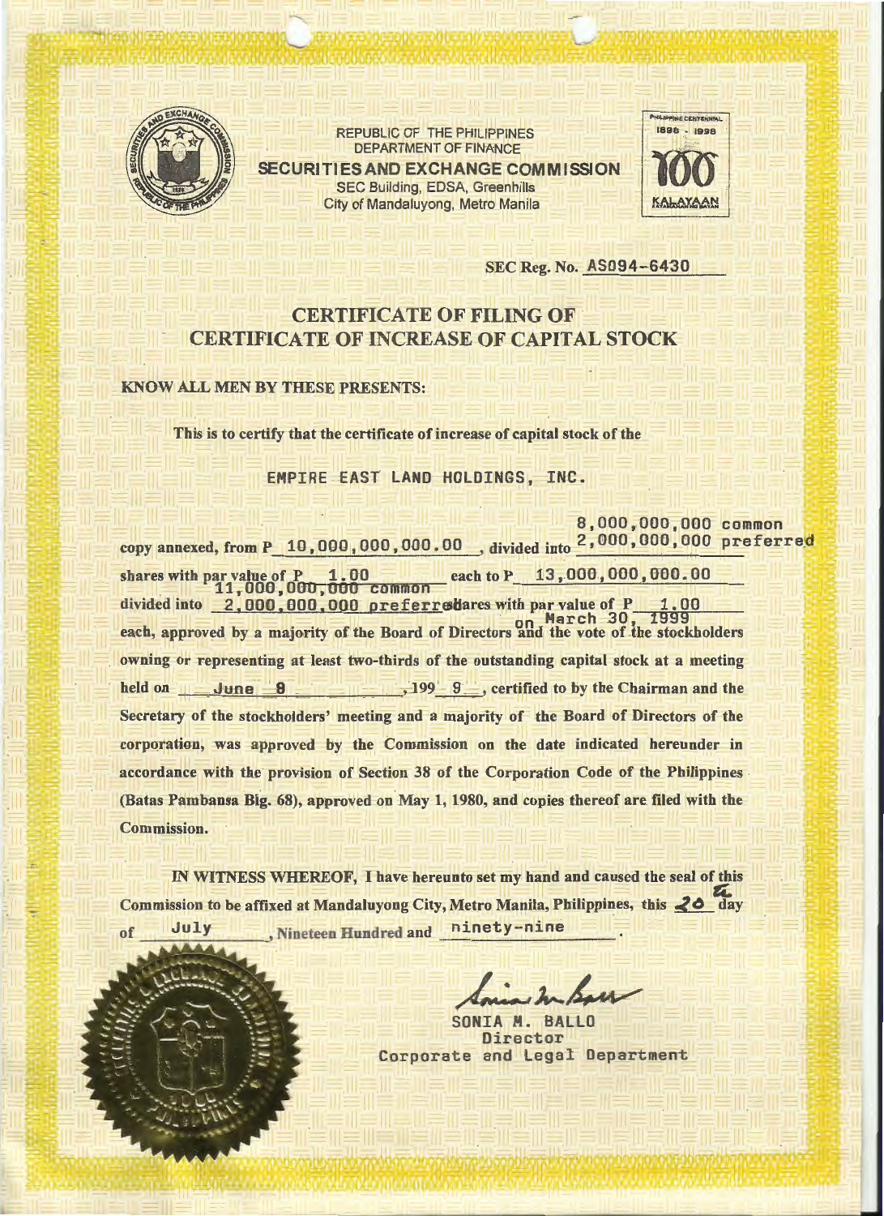REPUBLIC OF THE PHILIPPINES
DEPARTMENT OF FINANCE
**SECURITIES AND EXCHANGE COMMISSION**
SEC Building, EDSA, Greenhills
City of Mandaluyong, Metro Manila

PHILIPPINE CENTENNIAL 1898 - 1998 100 KALAYAAN

**SEC Reg. No.** AS094-6430

# CERTIFICATE OF FILING OF CERTIFICATE OF INCREASE OF CAPITAL STOCK

**KNOW ALL MEN BY THESE PRESENTS:**

**This is to certify that the certificate of increase of capital stock of the**

EMPIRE EAST LAND HOLDINGS, INC.

**copy annexed, from P** 10,000,000,000.00 **, divided into** 8,000,000,000 common 2,000,000,000 preferred **shares with par value of P** 1.00 **each to P** 13,000,000,000.00 **divided into** 11,000,000,000 common 2,000,000,000 preferred **shares with par value of P** 1.00 **each, approved by a majority of the Board of Directors** on March 30, 1999 **and the vote of the stockholders owning or representing at least two-thirds of the outstanding capital stock at a meeting held on** June 8 **, 199** 9 **, certified to by the Chairman and the Secretary of the stockholders' meeting and a majority of the Board of Directors of the corporation, was approved by the Commission on the date indicated hereunder in accordance with the provision of Section 38 of the Corporation Code of the Philippines (Batas Pambansa Blg. 68), approved on May 1, 1980, and copies thereof are filed with the Commission.**

**IN WITNESS WHEREOF, I have hereunto set my hand and caused the seal of this Commission to be affixed at Mandaluyong City, Metro Manila, Philippines, this** 20th **day of** July **, Nineteen Hundred and** ninety-nine **.**

SONIA M. BALLO
Director
Corporate and Legal Department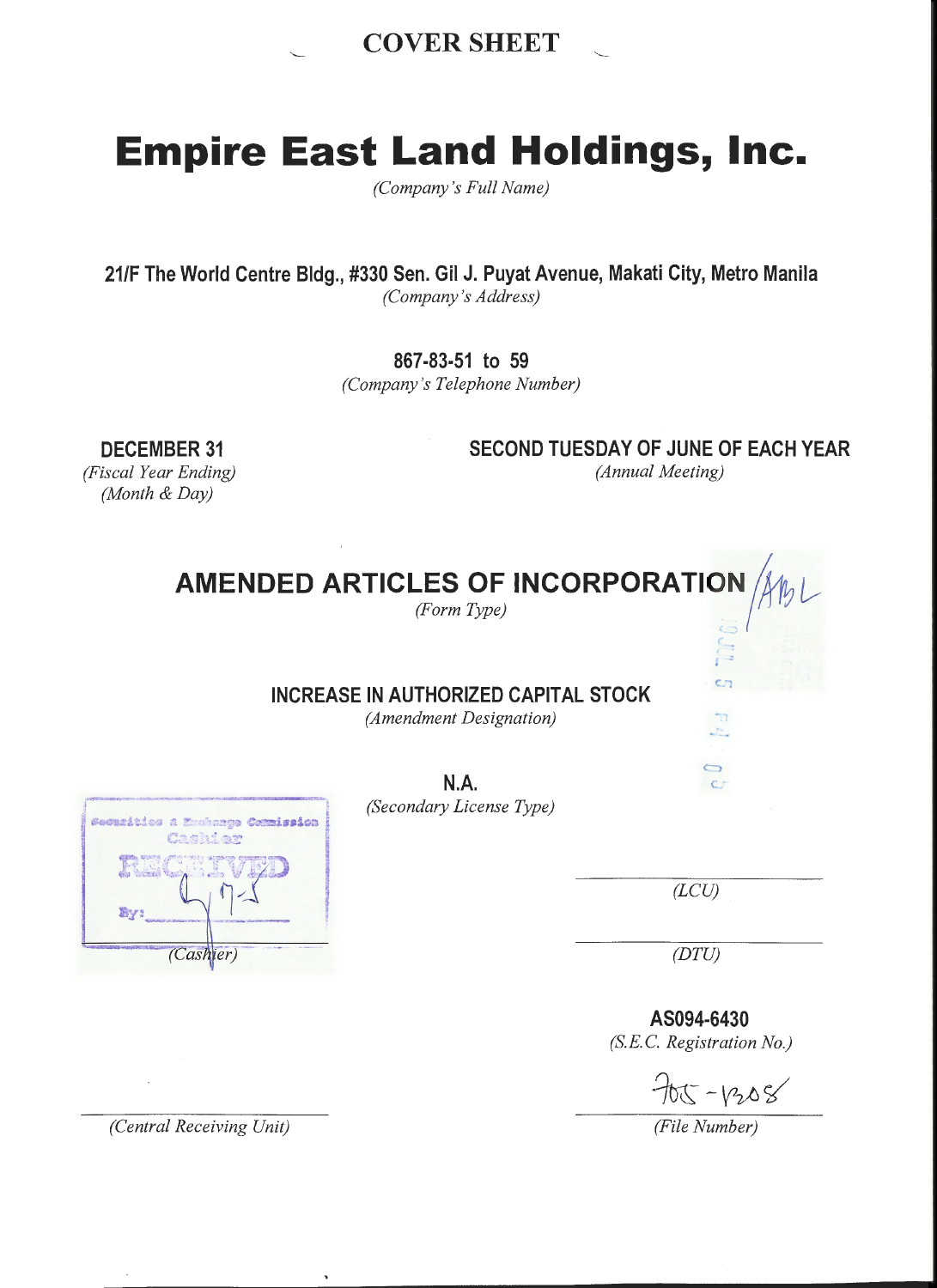# COVER SHEET

# Empire East Land Holdings, Inc.

*(Company's Full Name)*

**21/F The World Centre Bldg., #330 Sen. Gil J. Puyat Avenue, Makati City, Metro Manila**
*(Company's Address)*

**867-83-51 to 59**
*(Company's Telephone Number)*

**DECEMBER 31**
*(Fiscal Year Ending)*
*(Month & Day)*

**SECOND TUESDAY OF JUNE OF EACH YEAR**
*(Annual Meeting)*

## AMENDED ARTICLES OF INCORPORATION

*(Form Type)*

**INCREASE IN AUTHORIZED CAPITAL STOCK**
*(Amendment Designation)*

**N.A.**
*(Secondary License Type)*

Securities & Exchange Commission
Cashier
RECEIVED
By:

*(Cashier)*

*(LCU)*

*(DTU)*

**AS094-6430**
*(S.E.C. Registration No.)*

705-1308
*(File Number)*

*(Central Receiving Unit)*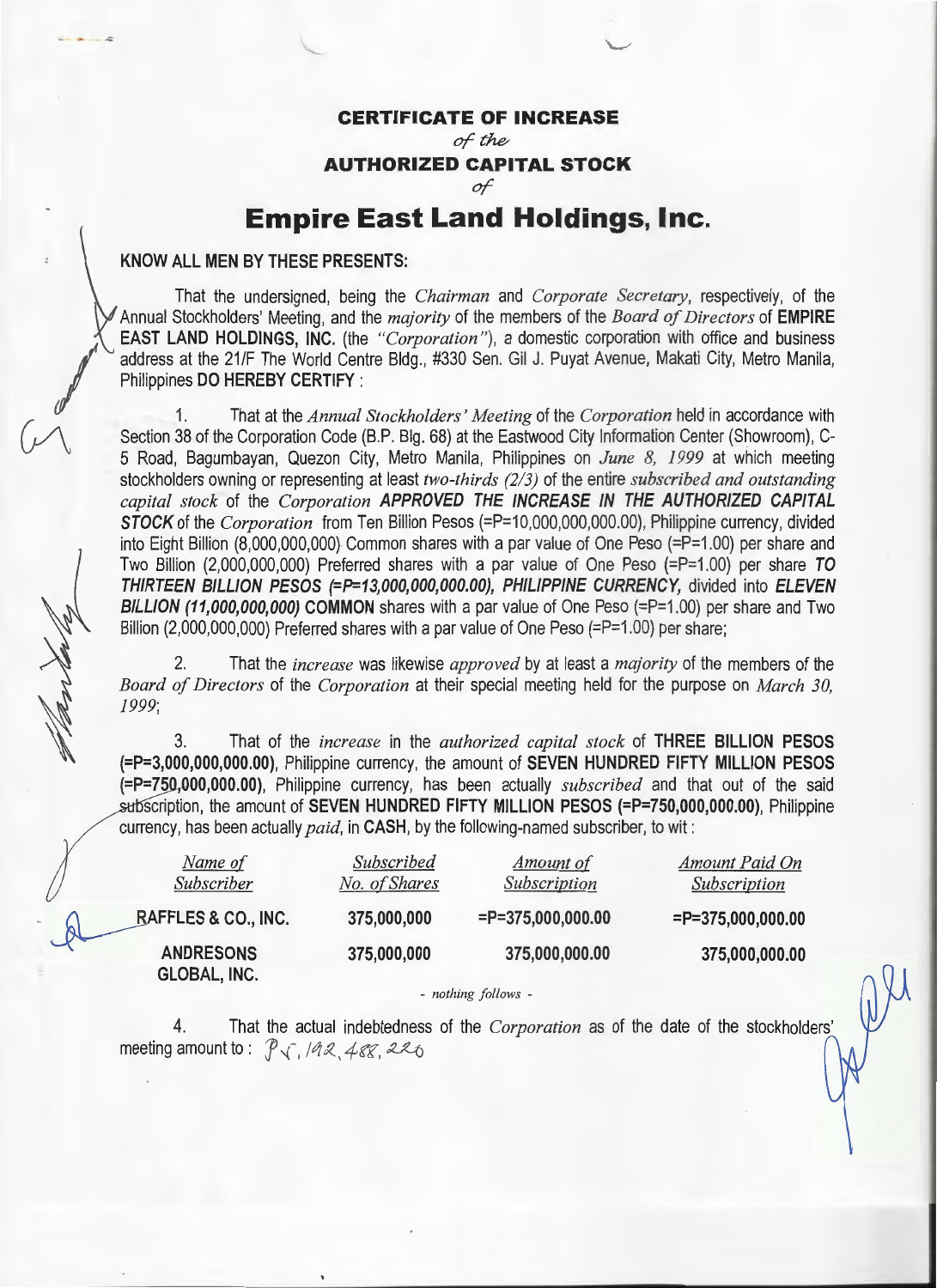# CERTIFICATE OF INCREASE
*of the*
## AUTHORIZED CAPITAL STOCK
*of*
# Empire East Land Holdings, Inc.

**KNOW ALL MEN BY THESE PRESENTS:**

That the undersigned, being the *Chairman* and *Corporate Secretary*, respectively, of the Annual Stockholders' Meeting, and the *majority* of the members of the *Board of Directors* of **EMPIRE EAST LAND HOLDINGS, INC.** (the *"Corporation"*), a domestic corporation with office and business address at the 21/F The World Centre Bldg., #330 Sen. Gil J. Puyat Avenue, Makati City, Metro Manila, Philippines **DO HEREBY CERTIFY** :

1. That at the *Annual Stockholders' Meeting* of the *Corporation* held in accordance with Section 38 of the Corporation Code (B.P. Blg. 68) at the Eastwood City Information Center (Showroom), C-5 Road, Bagumbayan, Quezon City, Metro Manila, Philippines on *June 8, 1999* at which meeting stockholders owning or representing at least *two-thirds (2/3)* of the entire *subscribed and outstanding capital stock* of the *Corporation* **APPROVED THE INCREASE IN THE AUTHORIZED CAPITAL STOCK** of the *Corporation* from Ten Billion Pesos (=P=10,000,000,000.00), Philippine currency, divided into Eight Billion (8,000,000,000) Common shares with a par value of One Peso (=P=1.00) per share and Two Billion (2,000,000,000) Preferred shares with a par value of One Peso (=P=1.00) per share ***TO THIRTEEN BILLION PESOS (=P=13,000,000,000.00), PHILIPPINE CURRENCY,*** divided into ***ELEVEN BILLION (11,000,000,000)*** **COMMON** shares with a par value of One Peso (=P=1.00) per share and Two Billion (2,000,000,000) Preferred shares with a par value of One Peso (=P=1.00) per share;

2. That the *increase* was likewise *approved* by at least a *majority* of the members of the *Board of Directors* of the *Corporation* at their special meeting held for the purpose on *March 30, 1999*;

3. That of the *increase* in the *authorized capital stock* of **THREE BILLION PESOS (=P=3,000,000,000.00)**, Philippine currency, the amount of **SEVEN HUNDRED FIFTY MILLION PESOS (=P=750,000,000.00)**, Philippine currency, has been actually *subscribed* and that out of the said subscription, the amount of **SEVEN HUNDRED FIFTY MILLION PESOS (=P=750,000,000.00)**, Philippine currency, has been actually *paid*, in **CASH**, by the following-named subscriber, to wit :

| *Name of Subscriber* | *Subscribed No. of Shares* | *Amount of Subscription* | *Amount Paid On Subscription* |
|---|---|---|---|
| **RAFFLES & CO., INC.** | **375,000,000** | **=P=375,000,000.00** | **=P=375,000,000.00** |
| **ANDRESONS GLOBAL, INC.** | **375,000,000** | **375,000,000.00** | **375,000,000.00** |

*- nothing follows -*

4. That the actual indebtedness of the *Corporation* as of the date of the stockholders' meeting amount to : P5,192,488,226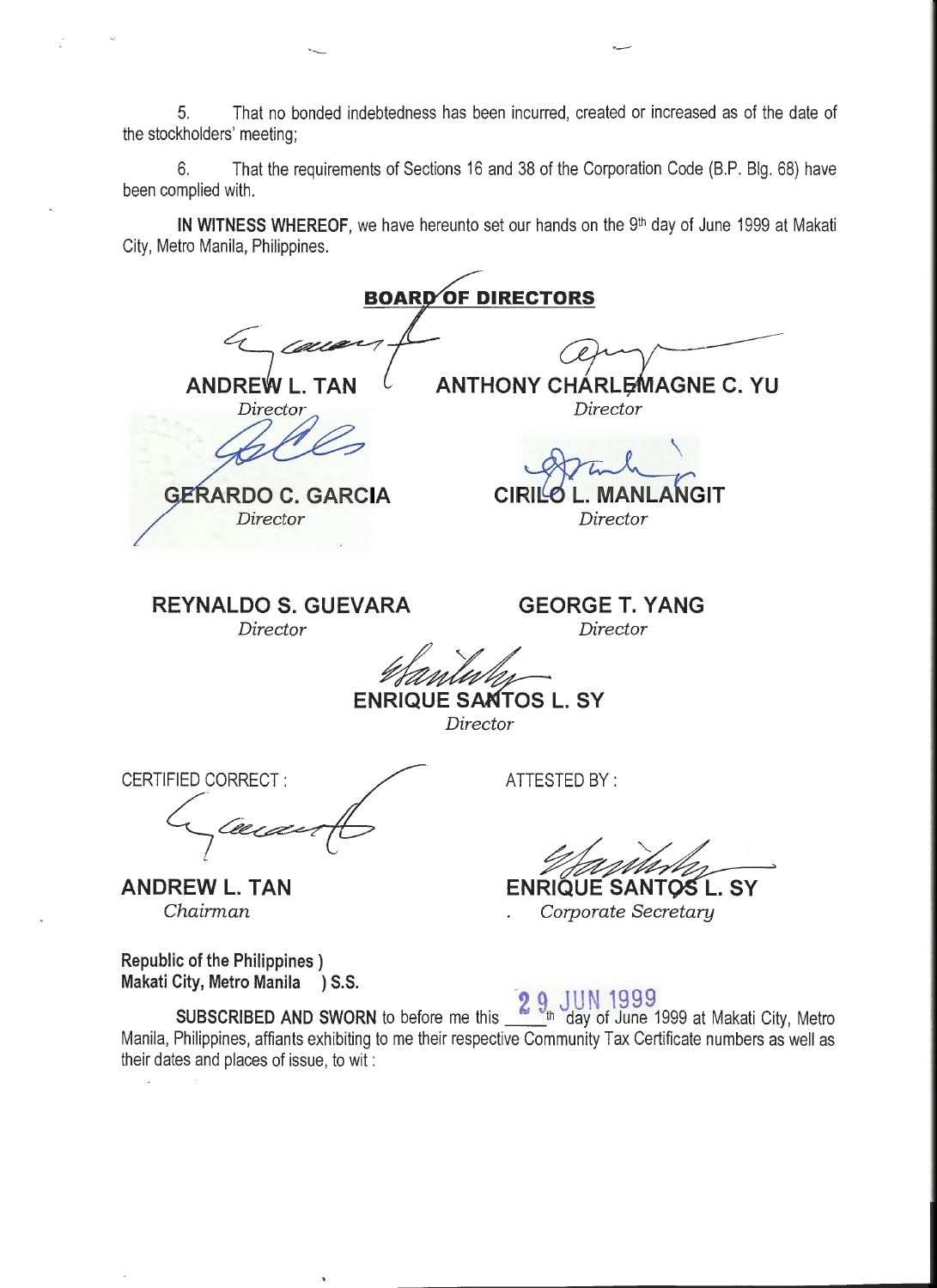5. That no bonded indebtedness has been incurred, created or increased as of the date of the stockholders' meeting;

6. That the requirements of Sections 16 and 38 of the Corporation Code (B.P. Blg. 68) have been complied with.

**IN WITNESS WHEREOF**, we have hereunto set our hands on the 9th day of June 1999 at Makati City, Metro Manila, Philippines.

**BOARD OF DIRECTORS**

| | |
|---|---|
| **ANDREW L. TAN**<br>*Director* | **ANTHONY CHARLEMAGNE C. YU**<br>*Director* |
| **GERARDO C. GARCIA**<br>*Director* | **CIRILO L. MANLANGIT**<br>*Director* |
| **REYNALDO S. GUEVARA**<br>*Director* | **GEORGE T. YANG**<br>*Director* |

**ENRIQUE SANTOS L. SY**
*Director*

| CERTIFIED CORRECT : | ATTESTED BY : |
|---|---|
| **ANDREW L. TAN**<br>*Chairman* | **ENRIQUE SANTOS L. SY**<br>*Corporate Secretary* |

**Republic of the Philippines )**
**Makati City, Metro Manila ) S.S.**

**SUBSCRIBED AND SWORN** to before me this 29th day of June 1999 at Makati City, Metro Manila, Philippines, affiants exhibiting to me their respective Community Tax Certificate numbers as well as their dates and places of issue, to wit :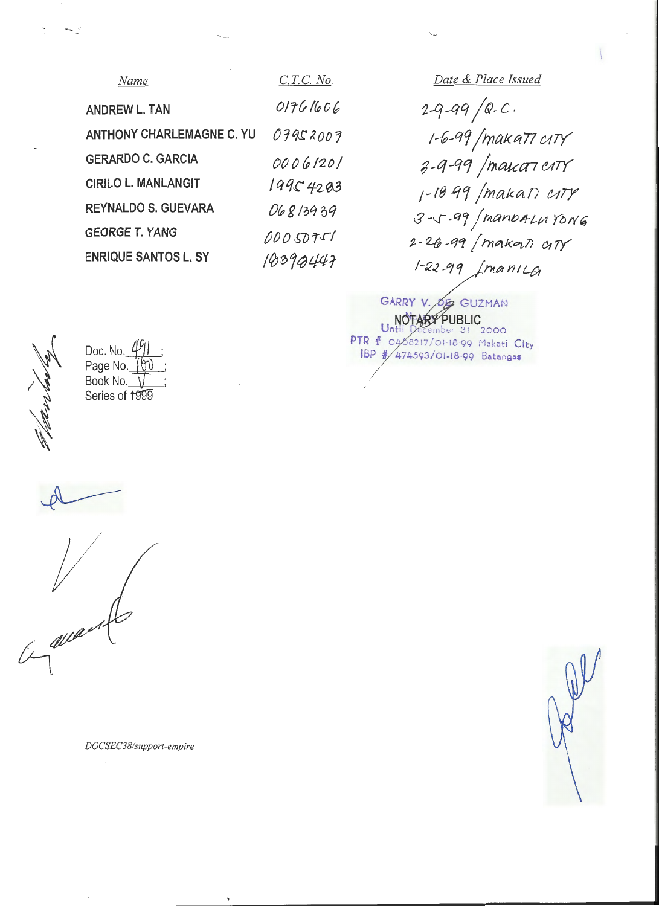| *Name* | *C.T.C. No.* | *Date & Place Issued* |
|---|---|---|
| ANDREW L. TAN | 01761606 | 2-9-99 / Q.C. |
| ANTHONY CHARLEMAGNE C. YU | 07952007 | 1-6-99 / Makati City |
| GERARDO C. GARCIA | 00061201 | 3-9-99 / Makati City |
| CIRILO L. MANLANGIT | 199C4203 | 1-18-99 / Makati City |
| REYNALDO S. GUEVARA | 06813939 | 3-5-99 / Mandaluyong |
| GEORGE T. YANG | 00050751 | 2-26-99 / Makati City |
| ENRIQUE SANTOS L. SY | 10390447 | 1-22-99 / Manila |

GARRY V. DE GUZMAN
NOTARY PUBLIC
Until December 31 2000
PTR # 0468217/01-18-99 Makati City
IBP # 474593/01-18-99 Batangas

Doc. No. 491 ;
Page No. 100 ;
Book No. V ;
Series of 1999

*DOCSEC38/support-empire*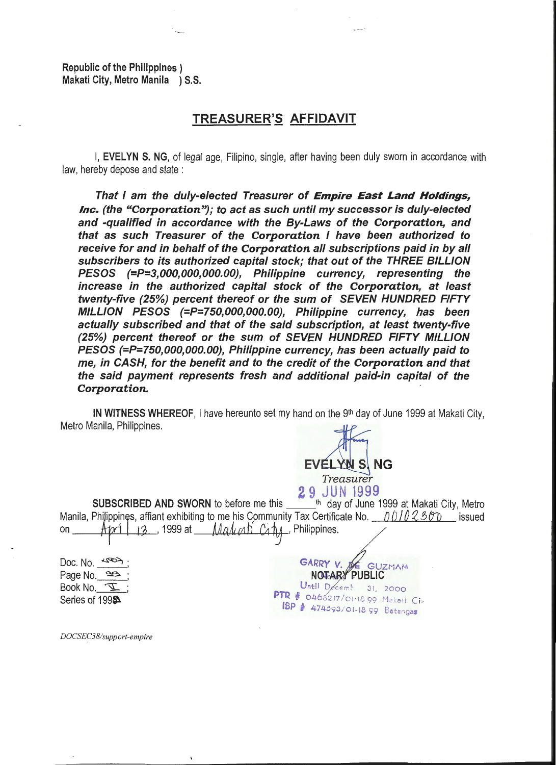Republic of the Philippines )
Makati City, Metro Manila ) S.S.

## TREASURER'S AFFIDAVIT

I, **EVELYN S. NG**, of legal age, Filipino, single, after having been duly sworn in accordance with law, hereby depose and state :

***That I am the duly-elected Treasurer of Empire East Land Holdings, Inc. (the "Corporation"); to act as such until my successor is duly-elected and -qualified in accordance with the By-Laws of the Corporation, and that as such Treasurer of the Corporation I have been authorized to receive for and in behalf of the Corporation all subscriptions paid in by all subscribers to its authorized capital stock; that out of the THREE BILLION PESOS (=P=3,000,000,000.00), Philippine currency, representing the increase in the authorized capital stock of the Corporation, at least twenty-five (25%) percent thereof or the sum of SEVEN HUNDRED FIFTY MILLION PESOS (=P=750,000,000.00), Philippine currency, has been actually subscribed and that of the said subscription, at least twenty-five (25%) percent thereof or the sum of SEVEN HUNDRED FIFTY MILLION PESOS (=P=750,000,000.00), Philippine currency, has been actually paid to me, in CASH, for the benefit and to the credit of the Corporation and that the said payment represents fresh and additional paid-in capital of the Corporation.***

**IN WITNESS WHEREOF**, I have hereunto set my hand on the 9th day of June 1999 at Makati City, Metro Manila, Philippines.

**EVELYN S. NG**
*Treasurer*

29 JUN 1999

**SUBSCRIBED AND SWORN** to before me this ____th day of June 1999 at Makati City, Metro Manila, Philippines, affiant exhibiting to me his Community Tax Certificate No. 00102300 issued on April 13, 1999 at Makati City, Philippines.

Doc. No. 450;
Page No. 90;
Book No. I;
Series of 1998

GARRY V. DE GUZMAN
NOTARY PUBLIC
Until December 31, 2000
PTR # 0468217/01-18 99 Makati City
IBP # 474593/01-18 99 Batangas

*DOCSEC38/support-empire*